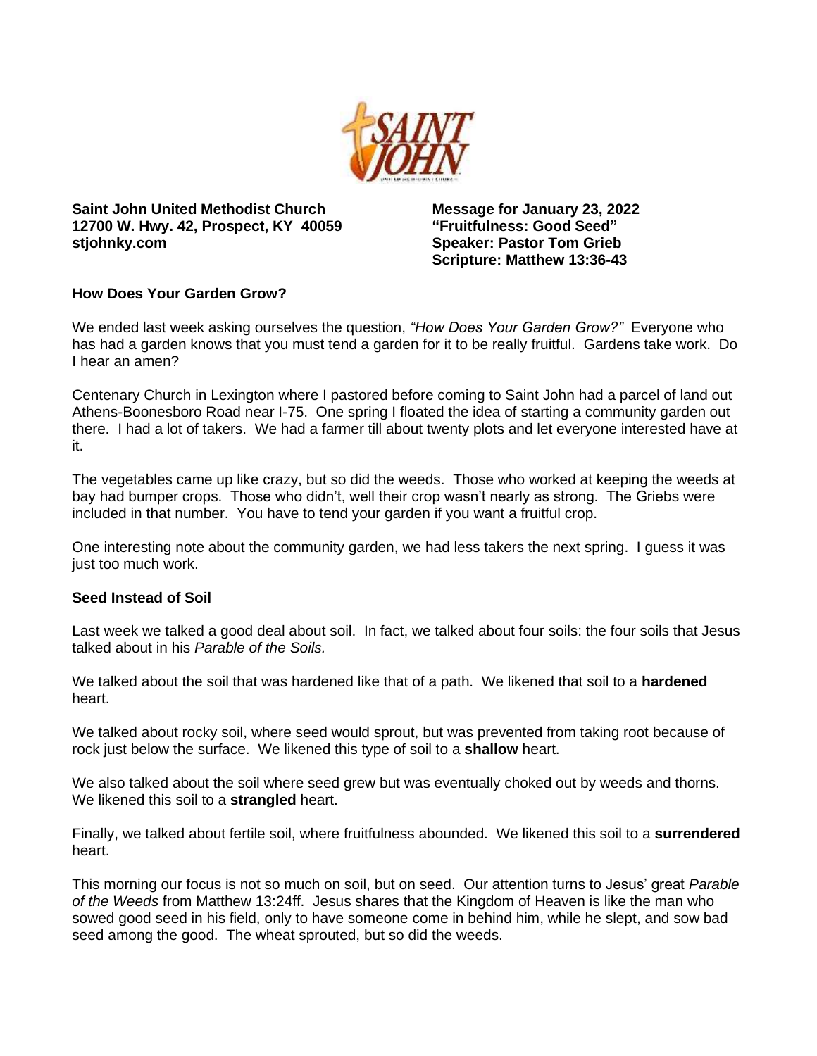**Saint John United Methodist Church**
**12700 W. Hwy. 42, Prospect, KY 40059**
**stjohnky.com**

**Message for January 23, 2022**
**"Fruitfulness: Good Seed"**
**Speaker: Pastor Tom Grieb**
**Scripture: Matthew 13:36-43**

**How Does Your Garden Grow?**

We ended last week asking ourselves the question, *"How Does Your Garden Grow?"* Everyone who has had a garden knows that you must tend a garden for it to be really fruitful. Gardens take work. Do I hear an amen?

Centenary Church in Lexington where I pastored before coming to Saint John had a parcel of land out Athens-Boonesboro Road near I-75. One spring I floated the idea of starting a community garden out there. I had a lot of takers. We had a farmer till about twenty plots and let everyone interested have at it.

The vegetables came up like crazy, but so did the weeds. Those who worked at keeping the weeds at bay had bumper crops. Those who didn't, well their crop wasn't nearly as strong. The Griebs were included in that number. You have to tend your garden if you want a fruitful crop.

One interesting note about the community garden, we had less takers the next spring. I guess it was just too much work.

**Seed Instead of Soil**

Last week we talked a good deal about soil. In fact, we talked about four soils: the four soils that Jesus talked about in his *Parable of the Soils.*

We talked about the soil that was hardened like that of a path. We likened that soil to a **hardened** heart.

We talked about rocky soil, where seed would sprout, but was prevented from taking root because of rock just below the surface. We likened this type of soil to a **shallow** heart.

We also talked about the soil where seed grew but was eventually choked out by weeds and thorns. We likened this soil to a **strangled** heart.

Finally, we talked about fertile soil, where fruitfulness abounded. We likened this soil to a **surrendered** heart.

This morning our focus is not so much on soil, but on seed. Our attention turns to Jesus' great *Parable of the Weeds* from Matthew 13:24ff. Jesus shares that the Kingdom of Heaven is like the man who sowed good seed in his field, only to have someone come in behind him, while he slept, and sow bad seed among the good. The wheat sprouted, but so did the weeds.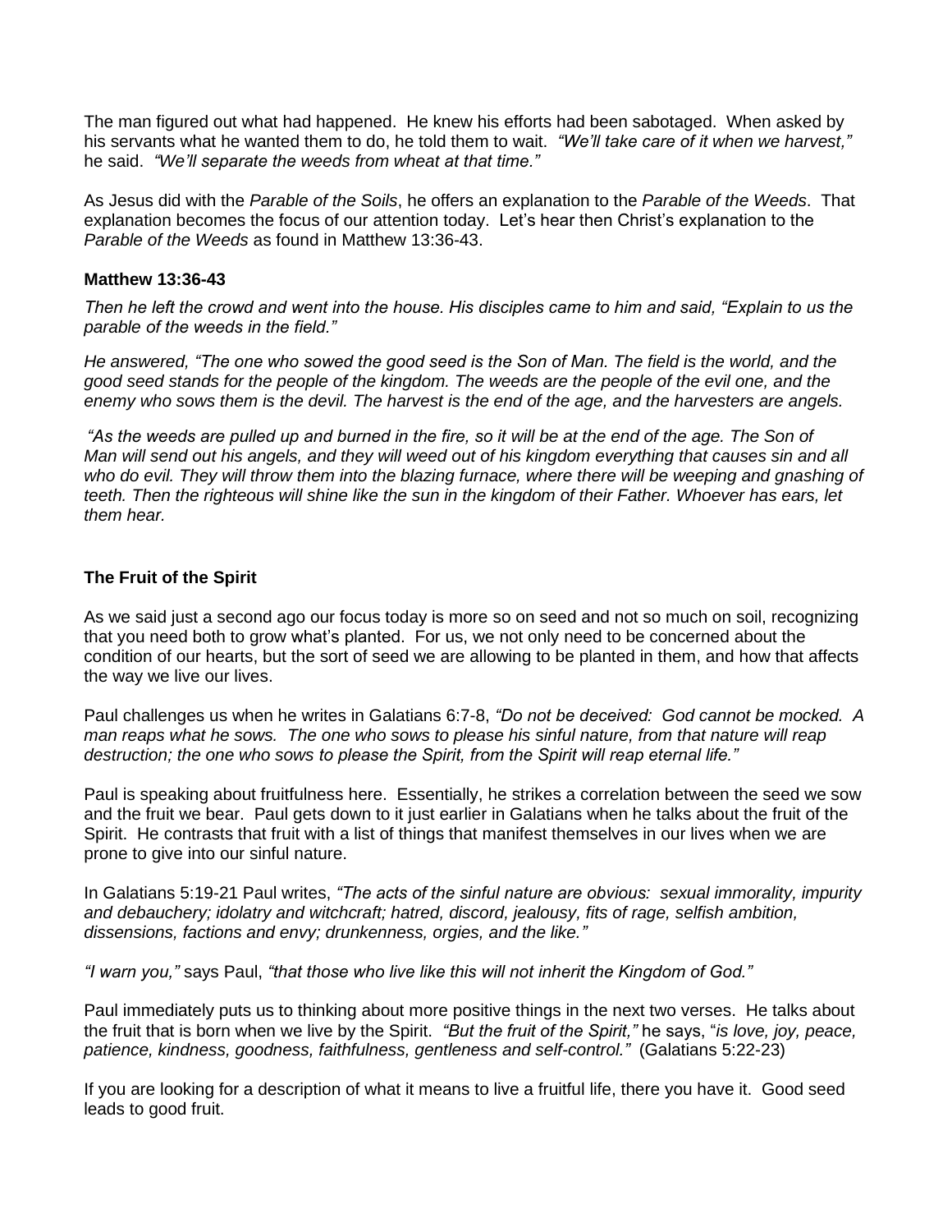The man figured out what had happened. He knew his efforts had been sabotaged. When asked by his servants what he wanted them to do, he told them to wait. *"We'll take care of it when we harvest,"* he said. *"We'll separate the weeds from wheat at that time."*

As Jesus did with the *Parable of the Soils*, he offers an explanation to the *Parable of the Weeds*. That explanation becomes the focus of our attention today. Let's hear then Christ's explanation to the *Parable of the Weeds* as found in Matthew 13:36-43.

**Matthew 13:36-43**

*Then he left the crowd and went into the house. His disciples came to him and said, "Explain to us the parable of the weeds in the field."*

*He answered, "The one who sowed the good seed is the Son of Man. The field is the world, and the good seed stands for the people of the kingdom. The weeds are the people of the evil one, and the enemy who sows them is the devil. The harvest is the end of the age, and the harvesters are angels.*

*"As the weeds are pulled up and burned in the fire, so it will be at the end of the age. The Son of Man will send out his angels, and they will weed out of his kingdom everything that causes sin and all who do evil. They will throw them into the blazing furnace, where there will be weeping and gnashing of teeth. Then the righteous will shine like the sun in the kingdom of their Father. Whoever has ears, let them hear.*

**The Fruit of the Spirit**

As we said just a second ago our focus today is more so on seed and not so much on soil, recognizing that you need both to grow what's planted. For us, we not only need to be concerned about the condition of our hearts, but the sort of seed we are allowing to be planted in them, and how that affects the way we live our lives.

Paul challenges us when he writes in Galatians 6:7-8, *"Do not be deceived: God cannot be mocked. A man reaps what he sows. The one who sows to please his sinful nature, from that nature will reap destruction; the one who sows to please the Spirit, from the Spirit will reap eternal life."*

Paul is speaking about fruitfulness here. Essentially, he strikes a correlation between the seed we sow and the fruit we bear. Paul gets down to it just earlier in Galatians when he talks about the fruit of the Spirit. He contrasts that fruit with a list of things that manifest themselves in our lives when we are prone to give into our sinful nature.

In Galatians 5:19-21 Paul writes, *"The acts of the sinful nature are obvious: sexual immorality, impurity and debauchery; idolatry and witchcraft; hatred, discord, jealousy, fits of rage, selfish ambition, dissensions, factions and envy; drunkenness, orgies, and the like."*

*"I warn you,"* says Paul, *"that those who live like this will not inherit the Kingdom of God."*

Paul immediately puts us to thinking about more positive things in the next two verses. He talks about the fruit that is born when we live by the Spirit. *"But the fruit of the Spirit,"* he says, "*is love, joy, peace, patience, kindness, goodness, faithfulness, gentleness and self-control."* (Galatians 5:22-23)

If you are looking for a description of what it means to live a fruitful life, there you have it. Good seed leads to good fruit.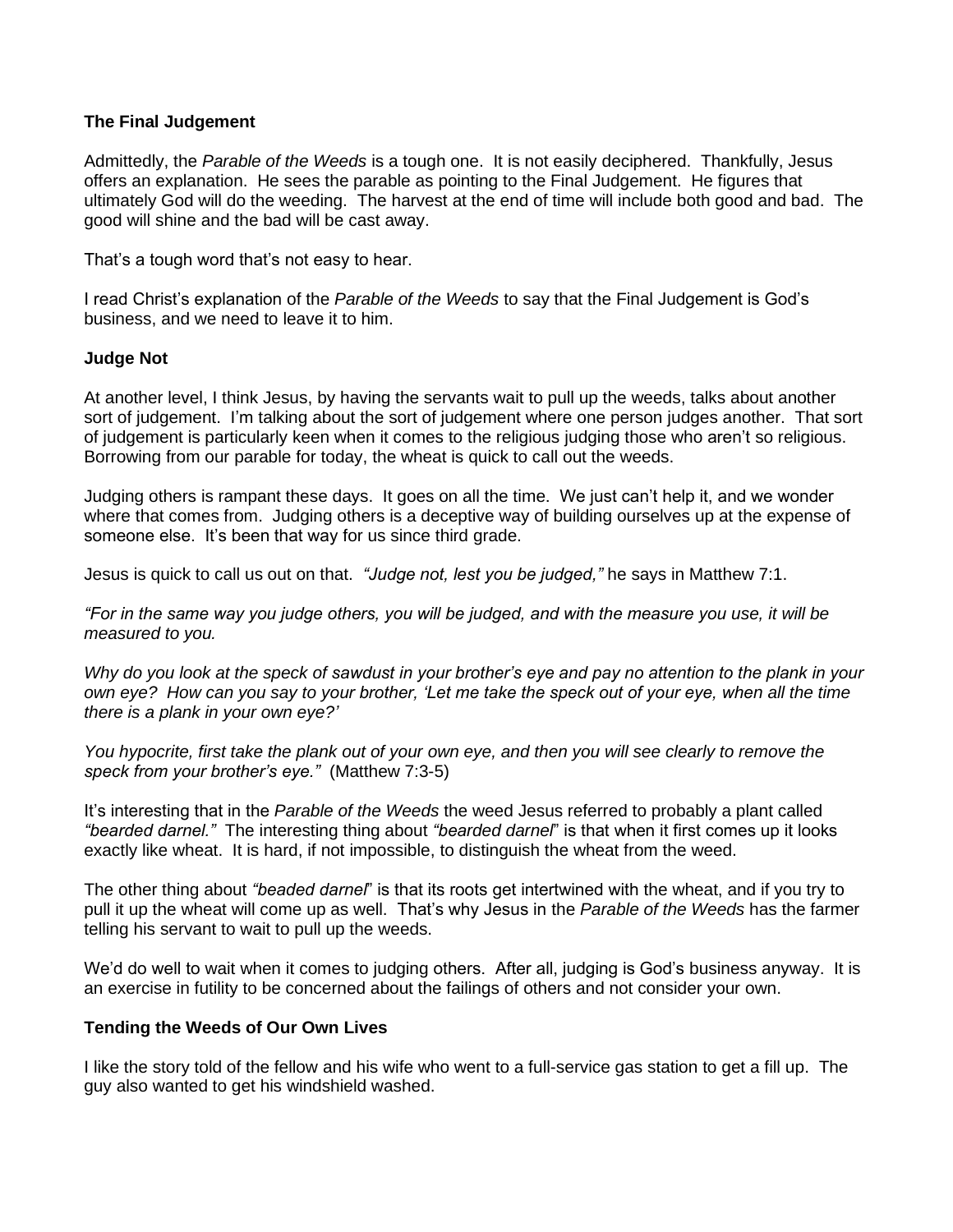### The Final Judgement

Admittedly, the *Parable of the Weeds* is a tough one. It is not easily deciphered. Thankfully, Jesus offers an explanation. He sees the parable as pointing to the Final Judgement. He figures that ultimately God will do the weeding. The harvest at the end of time will include both good and bad. The good will shine and the bad will be cast away.

That's a tough word that's not easy to hear.

I read Christ's explanation of the *Parable of the Weeds* to say that the Final Judgement is God's business, and we need to leave it to him.

### Judge Not

At another level, I think Jesus, by having the servants wait to pull up the weeds, talks about another sort of judgement. I'm talking about the sort of judgement where one person judges another. That sort of judgement is particularly keen when it comes to the religious judging those who aren't so religious. Borrowing from our parable for today, the wheat is quick to call out the weeds.

Judging others is rampant these days. It goes on all the time. We just can't help it, and we wonder where that comes from. Judging others is a deceptive way of building ourselves up at the expense of someone else. It's been that way for us since third grade.

Jesus is quick to call us out on that. *"Judge not, lest you be judged,"* he says in Matthew 7:1.

*"For in the same way you judge others, you will be judged, and with the measure you use, it will be measured to you.*

*Why do you look at the speck of sawdust in your brother's eye and pay no attention to the plank in your own eye? How can you say to your brother, 'Let me take the speck out of your eye, when all the time there is a plank in your own eye?'*

*You hypocrite, first take the plank out of your own eye, and then you will see clearly to remove the speck from your brother's eye."* (Matthew 7:3-5)

It's interesting that in the *Parable of the Weeds* the weed Jesus referred to probably a plant called *"bearded darnel."* The interesting thing about *"bearded darnel*" is that when it first comes up it looks exactly like wheat. It is hard, if not impossible, to distinguish the wheat from the weed.

The other thing about *"beaded darnel*" is that its roots get intertwined with the wheat, and if you try to pull it up the wheat will come up as well. That's why Jesus in the *Parable of the Weeds* has the farmer telling his servant to wait to pull up the weeds.

We'd do well to wait when it comes to judging others. After all, judging is God's business anyway. It is an exercise in futility to be concerned about the failings of others and not consider your own.

### Tending the Weeds of Our Own Lives

I like the story told of the fellow and his wife who went to a full-service gas station to get a fill up. The guy also wanted to get his windshield washed.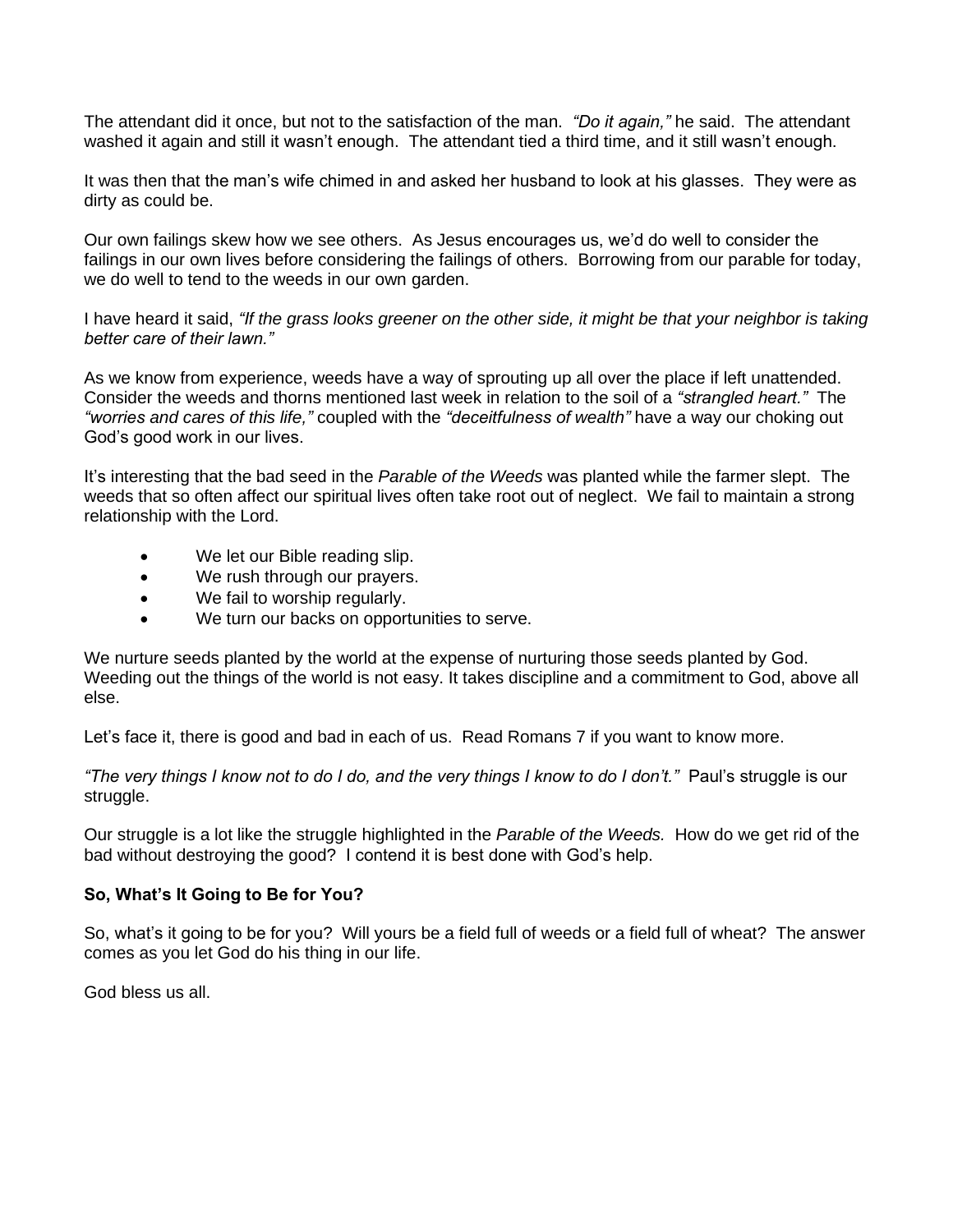The attendant did it once, but not to the satisfaction of the man. *"Do it again,"* he said. The attendant washed it again and still it wasn't enough. The attendant tied a third time, and it still wasn't enough.

It was then that the man's wife chimed in and asked her husband to look at his glasses. They were as dirty as could be.

Our own failings skew how we see others. As Jesus encourages us, we'd do well to consider the failings in our own lives before considering the failings of others. Borrowing from our parable for today, we do well to tend to the weeds in our own garden.

I have heard it said, *"If the grass looks greener on the other side, it might be that your neighbor is taking better care of their lawn."*

As we know from experience, weeds have a way of sprouting up all over the place if left unattended. Consider the weeds and thorns mentioned last week in relation to the soil of a *"strangled heart."* The *"worries and cares of this life,"* coupled with the *"deceitfulness of wealth"* have a way our choking out God's good work in our lives.

It's interesting that the bad seed in the *Parable of the Weeds* was planted while the farmer slept. The weeds that so often affect our spiritual lives often take root out of neglect. We fail to maintain a strong relationship with the Lord.

- We let our Bible reading slip.
- We rush through our prayers.
- We fail to worship regularly.
- We turn our backs on opportunities to serve.

We nurture seeds planted by the world at the expense of nurturing those seeds planted by God. Weeding out the things of the world is not easy. It takes discipline and a commitment to God, above all else.

Let's face it, there is good and bad in each of us. Read Romans 7 if you want to know more.

*"The very things I know not to do I do, and the very things I know to do I don't."* Paul's struggle is our struggle.

Our struggle is a lot like the struggle highlighted in the *Parable of the Weeds.* How do we get rid of the bad without destroying the good? I contend it is best done with God's help.

**So, What's It Going to Be for You?**

So, what's it going to be for you? Will yours be a field full of weeds or a field full of wheat? The answer comes as you let God do his thing in our life.

God bless us all.